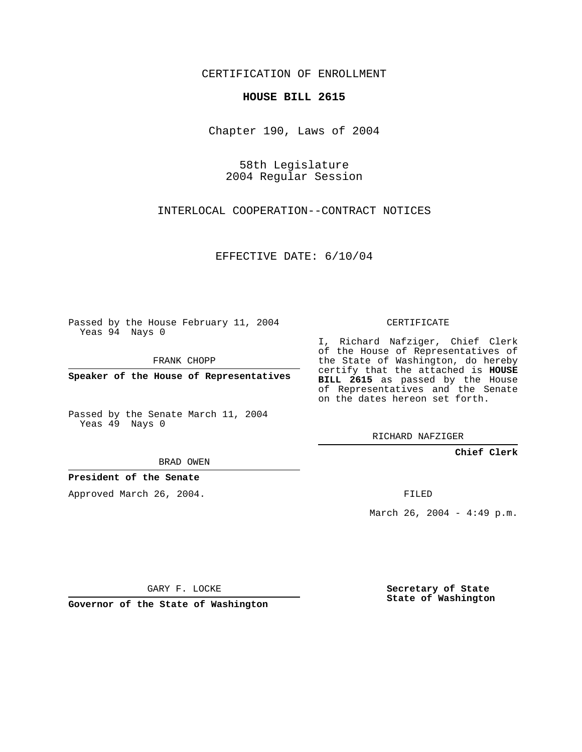CERTIFICATION OF ENROLLMENT

**HOUSE BILL 2615**

Chapter 190, Laws of 2004

58th Legislature
2004 Regular Session

INTERLOCAL COOPERATION--CONTRACT NOTICES

EFFECTIVE DATE: 6/10/04

Passed by the House February 11, 2004
Yeas 94 Nays 0

FRANK CHOPP

**Speaker of the House of Representatives**

Passed by the Senate March 11, 2004
Yeas 49 Nays 0

BRAD OWEN

**President of the Senate**

Approved March 26, 2004.

GARY F. LOCKE

**Governor of the State of Washington**

CERTIFICATE

I, Richard Nafziger, Chief Clerk of the House of Representatives of the State of Washington, do hereby certify that the attached is **HOUSE BILL 2615** as passed by the House of Representatives and the Senate on the dates hereon set forth.

RICHARD NAFZIGER

**Chief Clerk**

FILED

March 26, 2004 - 4:49 p.m.

**Secretary of State**
**State of Washington**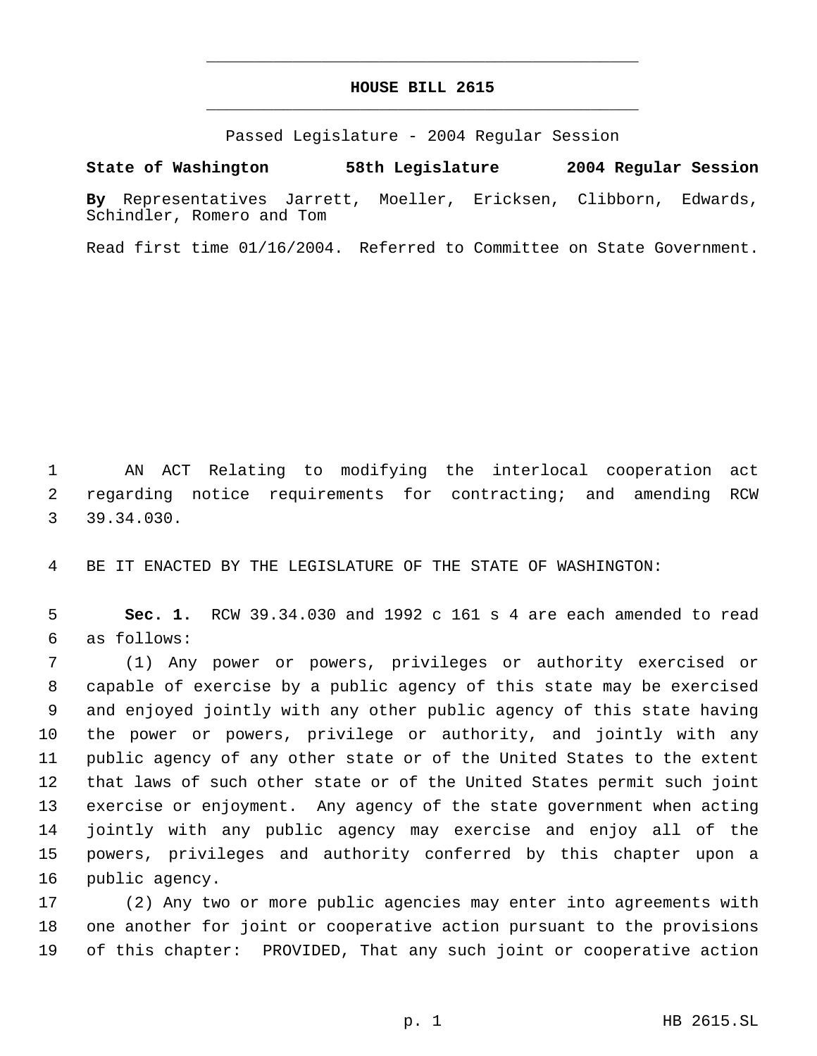# HOUSE BILL 2615

Passed Legislature - 2004 Regular Session

**State of Washington 58th Legislature 2004 Regular Session**

**By** Representatives Jarrett, Moeller, Ericksen, Clibborn, Edwards, Schindler, Romero and Tom

Read first time 01/16/2004. Referred to Committee on State Government.

AN ACT Relating to modifying the interlocal cooperation act regarding notice requirements for contracting; and amending RCW 39.34.030.

BE IT ENACTED BY THE LEGISLATURE OF THE STATE OF WASHINGTON:

**Sec. 1.** RCW 39.34.030 and 1992 c 161 s 4 are each amended to read as follows:

(1) Any power or powers, privileges or authority exercised or capable of exercise by a public agency of this state may be exercised and enjoyed jointly with any other public agency of this state having the power or powers, privilege or authority, and jointly with any public agency of any other state or of the United States to the extent that laws of such other state or of the United States permit such joint exercise or enjoyment. Any agency of the state government when acting jointly with any public agency may exercise and enjoy all of the powers, privileges and authority conferred by this chapter upon a public agency.

(2) Any two or more public agencies may enter into agreements with one another for joint or cooperative action pursuant to the provisions of this chapter: PROVIDED, That any such joint or cooperative action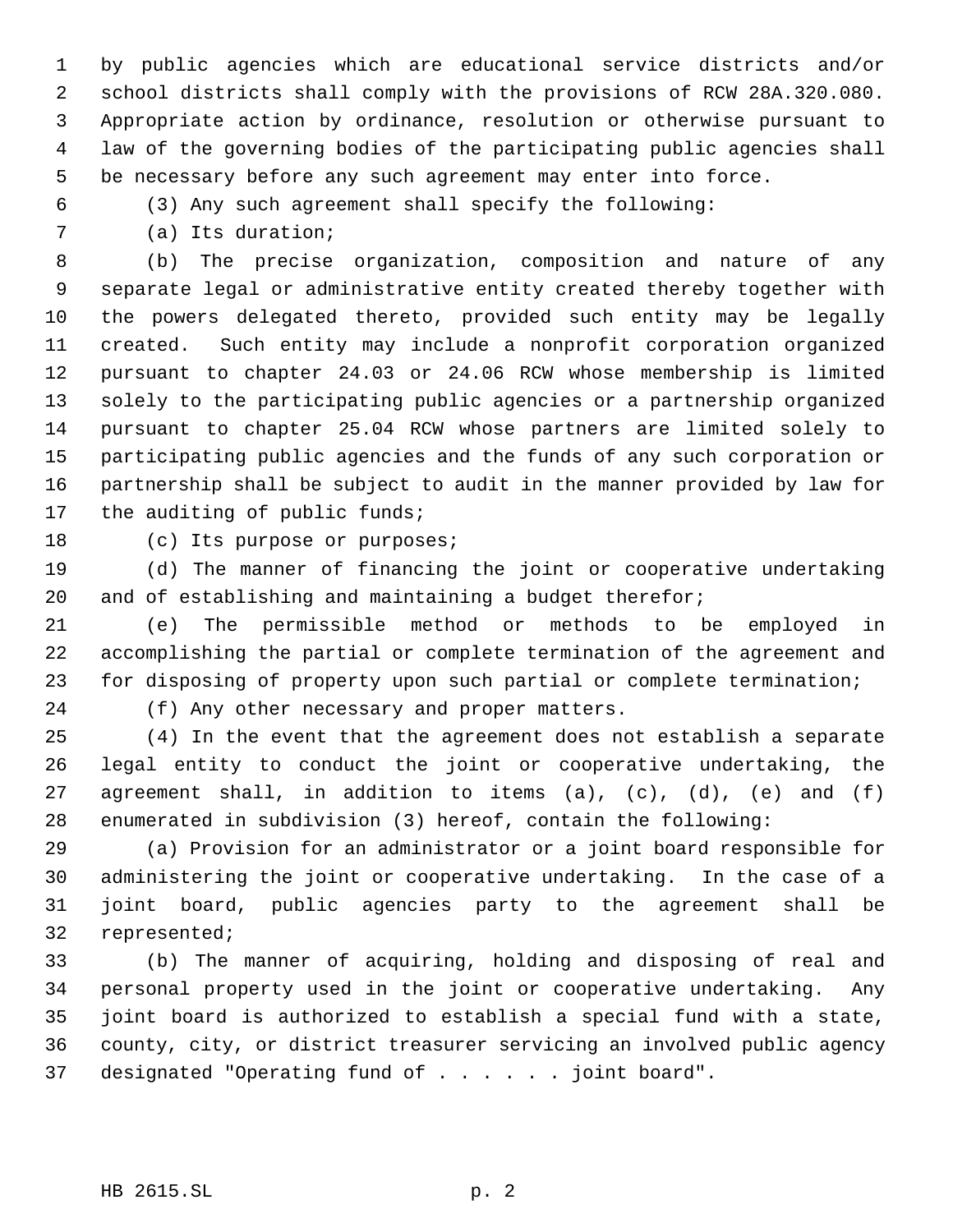by public agencies which are educational service districts and/or school districts shall comply with the provisions of RCW 28A.320.080. Appropriate action by ordinance, resolution or otherwise pursuant to law of the governing bodies of the participating public agencies shall be necessary before any such agreement may enter into force.

(3) Any such agreement shall specify the following:

(a) Its duration;

(b) The precise organization, composition and nature of any separate legal or administrative entity created thereby together with the powers delegated thereto, provided such entity may be legally created. Such entity may include a nonprofit corporation organized pursuant to chapter 24.03 or 24.06 RCW whose membership is limited solely to the participating public agencies or a partnership organized pursuant to chapter 25.04 RCW whose partners are limited solely to participating public agencies and the funds of any such corporation or partnership shall be subject to audit in the manner provided by law for the auditing of public funds;

(c) Its purpose or purposes;

(d) The manner of financing the joint or cooperative undertaking and of establishing and maintaining a budget therefor;

(e) The permissible method or methods to be employed in accomplishing the partial or complete termination of the agreement and for disposing of property upon such partial or complete termination;

(f) Any other necessary and proper matters.

(4) In the event that the agreement does not establish a separate legal entity to conduct the joint or cooperative undertaking, the agreement shall, in addition to items (a), (c), (d), (e) and (f) enumerated in subdivision (3) hereof, contain the following:

(a) Provision for an administrator or a joint board responsible for administering the joint or cooperative undertaking. In the case of a joint board, public agencies party to the agreement shall be represented;

(b) The manner of acquiring, holding and disposing of real and personal property used in the joint or cooperative undertaking. Any joint board is authorized to establish a special fund with a state, county, city, or district treasurer servicing an involved public agency designated "Operating fund of . . . . . . joint board".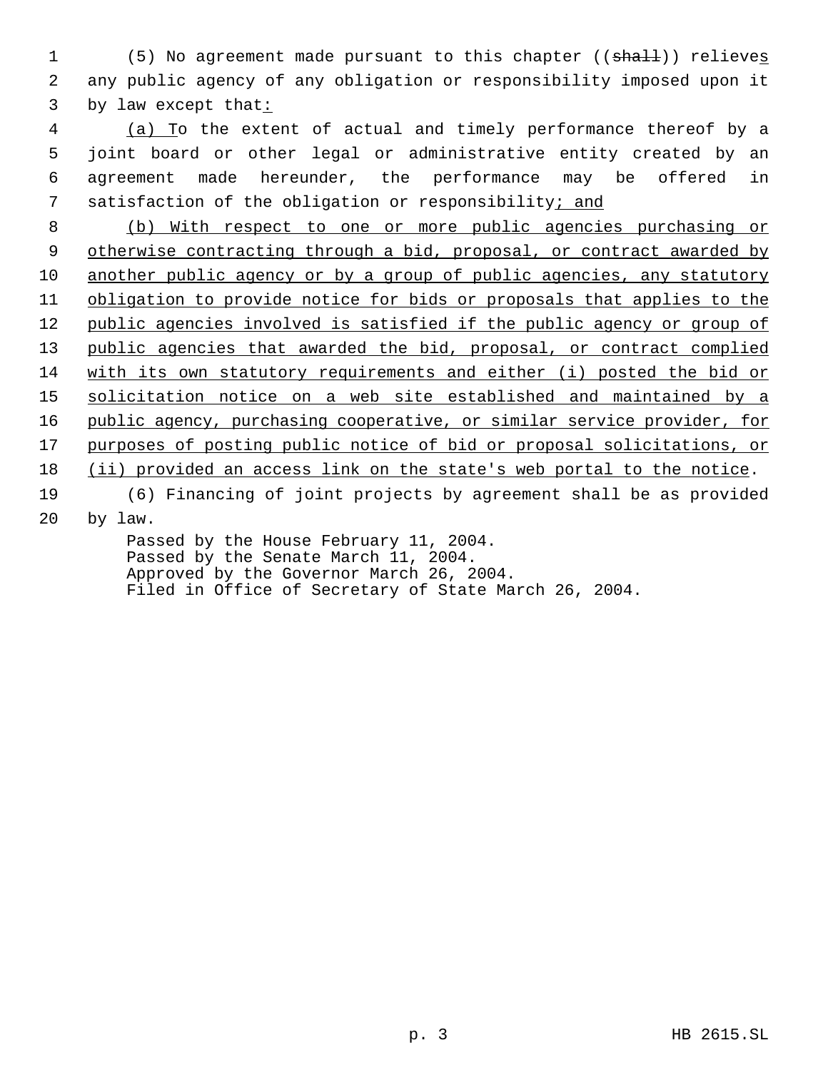(5) No agreement made pursuant to this chapter ((~~shall~~)) relieves any public agency of any obligation or responsibility imposed upon it by law except that:

(a) To the extent of actual and timely performance thereof by a joint board or other legal or administrative entity created by an agreement made hereunder, the performance may be offered in satisfaction of the obligation or responsibility; and

(b) With respect to one or more public agencies purchasing or otherwise contracting through a bid, proposal, or contract awarded by another public agency or by a group of public agencies, any statutory obligation to provide notice for bids or proposals that applies to the public agencies involved is satisfied if the public agency or group of public agencies that awarded the bid, proposal, or contract complied with its own statutory requirements and either (i) posted the bid or solicitation notice on a web site established and maintained by a public agency, purchasing cooperative, or similar service provider, for purposes of posting public notice of bid or proposal solicitations, or (ii) provided an access link on the state's web portal to the notice.

(6) Financing of joint projects by agreement shall be as provided by law.

Passed by the House February 11, 2004.
Passed by the Senate March 11, 2004.
Approved by the Governor March 26, 2004.
Filed in Office of Secretary of State March 26, 2004.